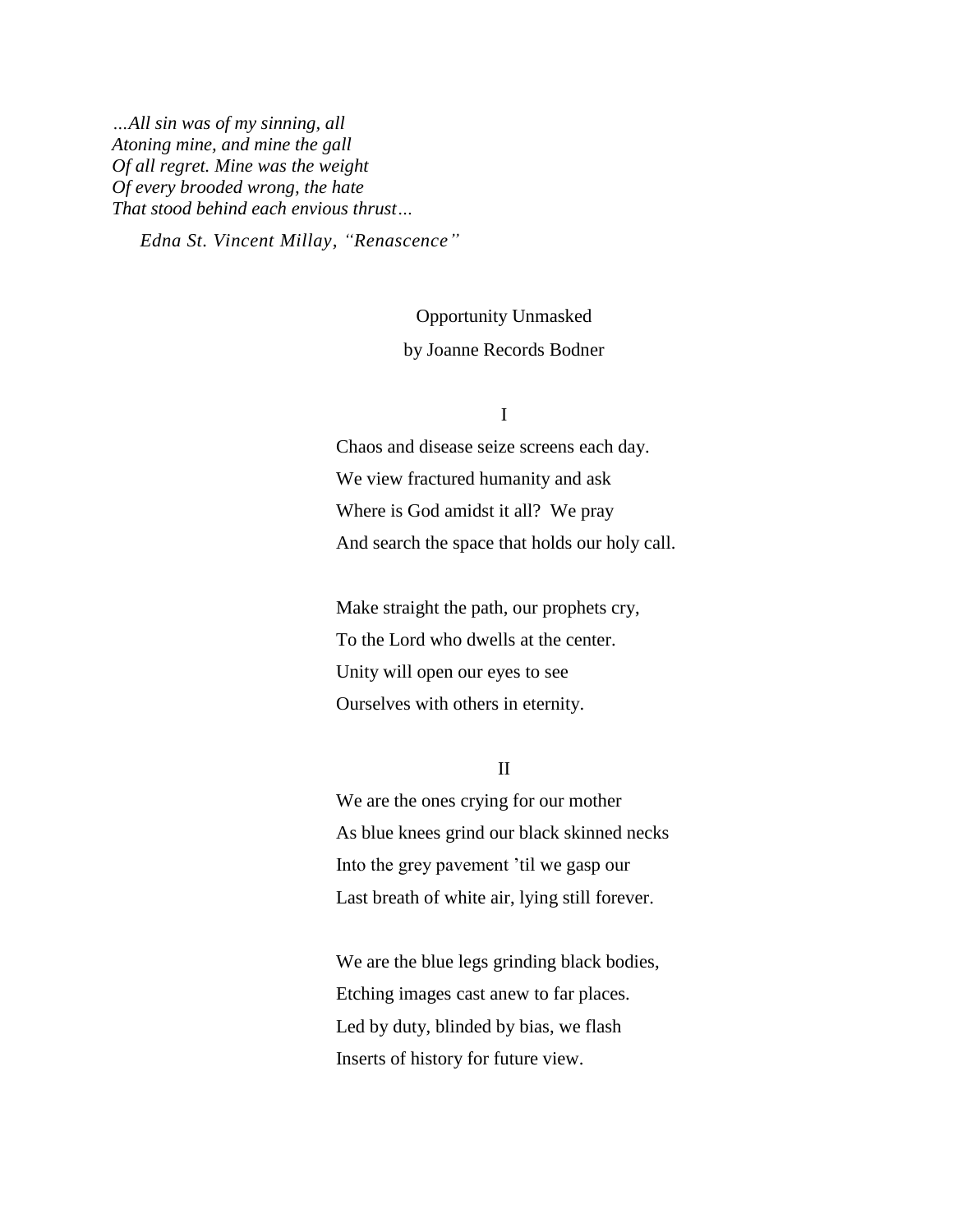*…All sin was of my sinning, all*
*Atoning mine, and mine the gall*
*Of all regret. Mine was the weight*
*Of every brooded wrong, the hate*
*That stood behind each envious thrust…*

*Edna St. Vincent Millay, "Renascence"*

# Opportunity Unmasked

by Joanne Records Bodner

## I

Chaos and disease seize screens each day.
We view fractured humanity and ask
Where is God amidst it all? We pray
And search the space that holds our holy call.

Make straight the path, our prophets cry,
To the Lord who dwells at the center.
Unity will open our eyes to see
Ourselves with others in eternity.

## II

We are the ones crying for our mother
As blue knees grind our black skinned necks
Into the grey pavement 'til we gasp our
Last breath of white air, lying still forever.

We are the blue legs grinding black bodies,
Etching images cast anew to far places.
Led by duty, blinded by bias, we flash
Inserts of history for future view.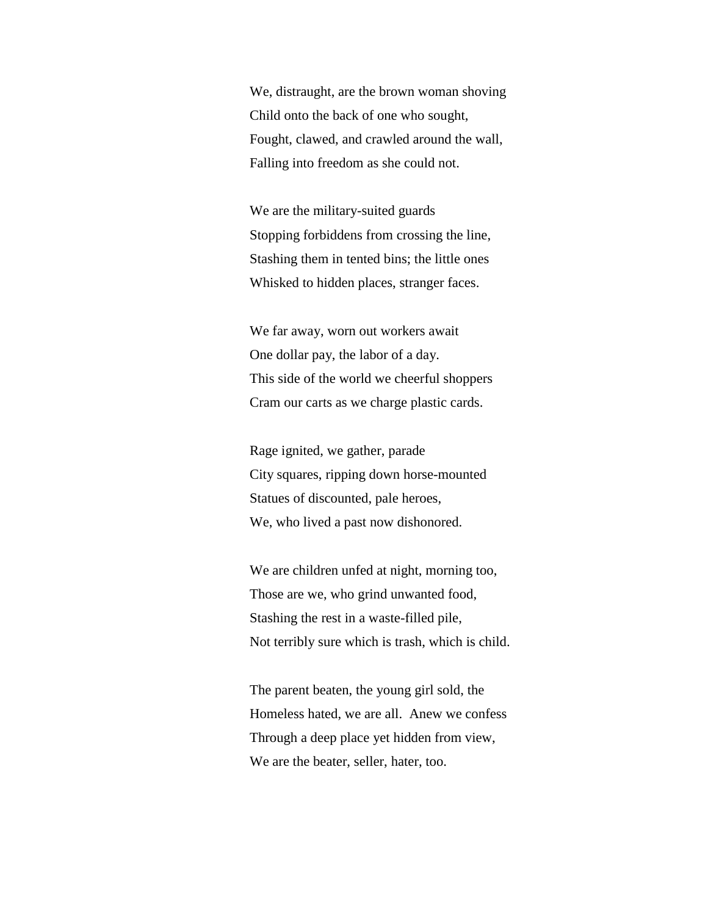We, distraught, are the brown woman shoving
Child onto the back of one who sought,
Fought, clawed, and crawled around the wall,
Falling into freedom as she could not.

We are the military-suited guards
Stopping forbiddens from crossing the line,
Stashing them in tented bins; the little ones
Whisked to hidden places, stranger faces.

We far away, worn out workers await
One dollar pay, the labor of a day.
This side of the world we cheerful shoppers
Cram our carts as we charge plastic cards.

Rage ignited, we gather, parade
City squares, ripping down horse-mounted
Statues of discounted, pale heroes,
We, who lived a past now dishonored.

We are children unfed at night, morning too,
Those are we, who grind unwanted food,
Stashing the rest in a waste-filled pile,
Not terribly sure which is trash, which is child.

The parent beaten, the young girl sold, the
Homeless hated, we are all. Anew we confess
Through a deep place yet hidden from view,
We are the beater, seller, hater, too.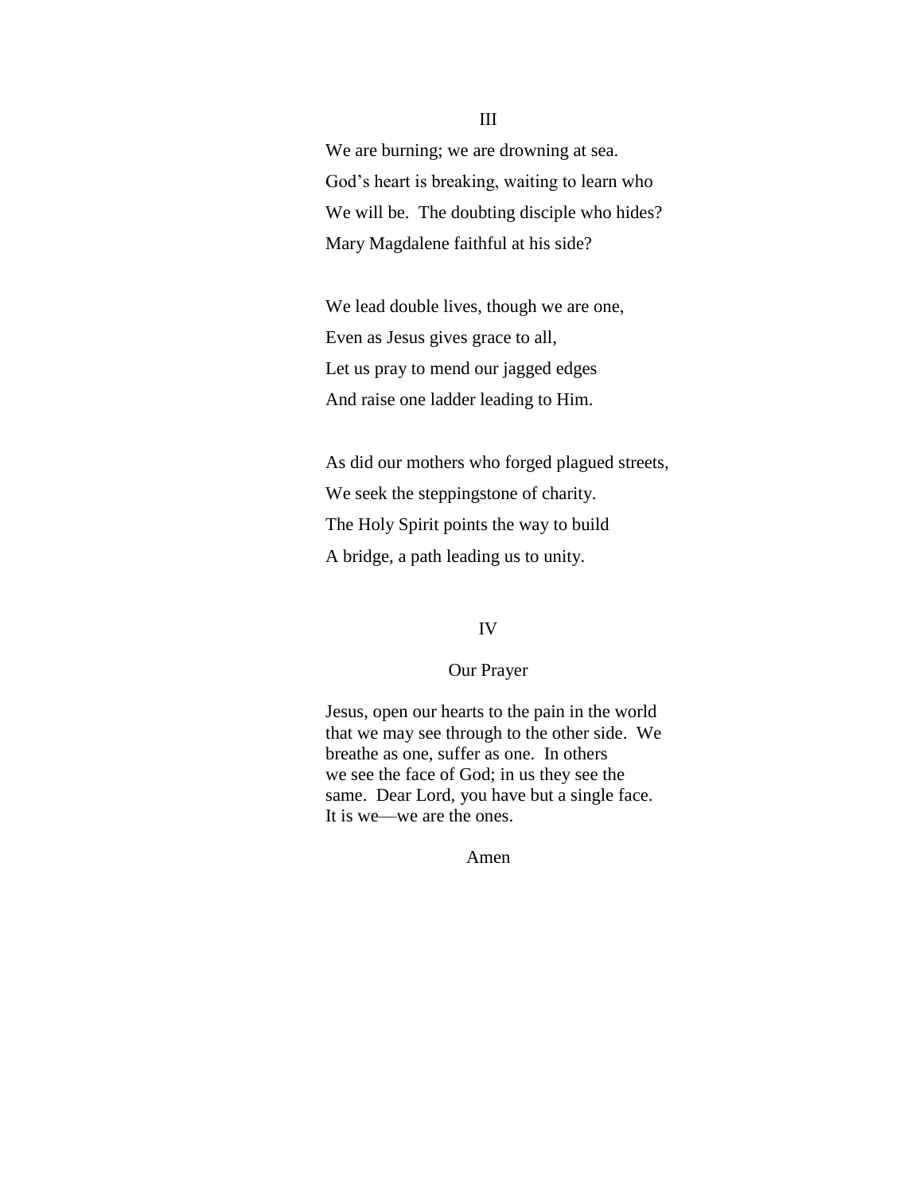III

We are burning; we are drowning at sea.  
God's heart is breaking, waiting to learn who  
We will be.  The doubting disciple who hides?  
Mary Magdalene faithful at his side?

We lead double lives, though we are one,  
Even as Jesus gives grace to all,  
Let us pray to mend our jagged edges  
And raise one ladder leading to Him.

As did our mothers who forged plagued streets,  
We seek the steppingstone of charity.  
The Holy Spirit points the way to build  
A bridge, a path leading us to unity.

IV

Our Prayer

Jesus, open our hearts to the pain in the world  
that we may see through to the other side.  We  
breathe as one, suffer as one.  In others  
we see the face of God; in us they see the  
same.  Dear Lord, you have but a single face.  
It is we—we are the ones.

Amen